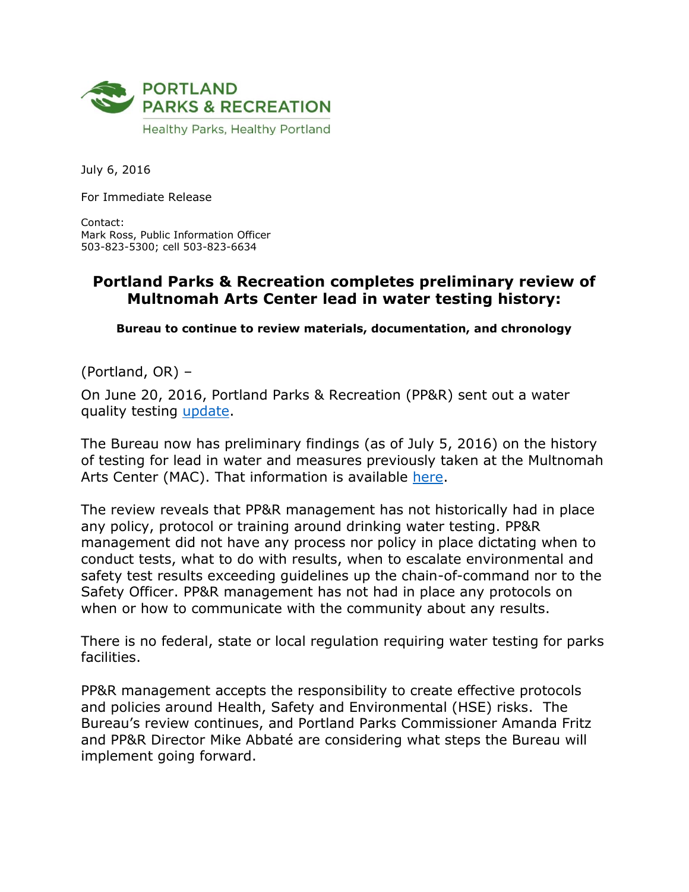PORTLAND PARKS & RECREATION

Healthy Parks, Healthy Portland

July 6, 2016

For Immediate Release

Contact:
Mark Ross, Public Information Officer
503-823-5300; cell 503-823-6634

# Portland Parks & Recreation completes preliminary review of Multnomah Arts Center lead in water testing history:

**Bureau to continue to review materials, documentation, and chronology**

(Portland, OR) –

On June 20, 2016, Portland Parks & Recreation (PP&R) sent out a water quality testing update.

The Bureau now has preliminary findings (as of July 5, 2016) on the history of testing for lead in water and measures previously taken at the Multnomah Arts Center (MAC). That information is available here.

The review reveals that PP&R management has not historically had in place any policy, protocol or training around drinking water testing. PP&R management did not have any process nor policy in place dictating when to conduct tests, what to do with results, when to escalate environmental and safety test results exceeding guidelines up the chain-of-command nor to the Safety Officer. PP&R management has not had in place any protocols on when or how to communicate with the community about any results.

There is no federal, state or local regulation requiring water testing for parks facilities.

PP&R management accepts the responsibility to create effective protocols and policies around Health, Safety and Environmental (HSE) risks. The Bureau's review continues, and Portland Parks Commissioner Amanda Fritz and PP&R Director Mike Abbaté are considering what steps the Bureau will implement going forward.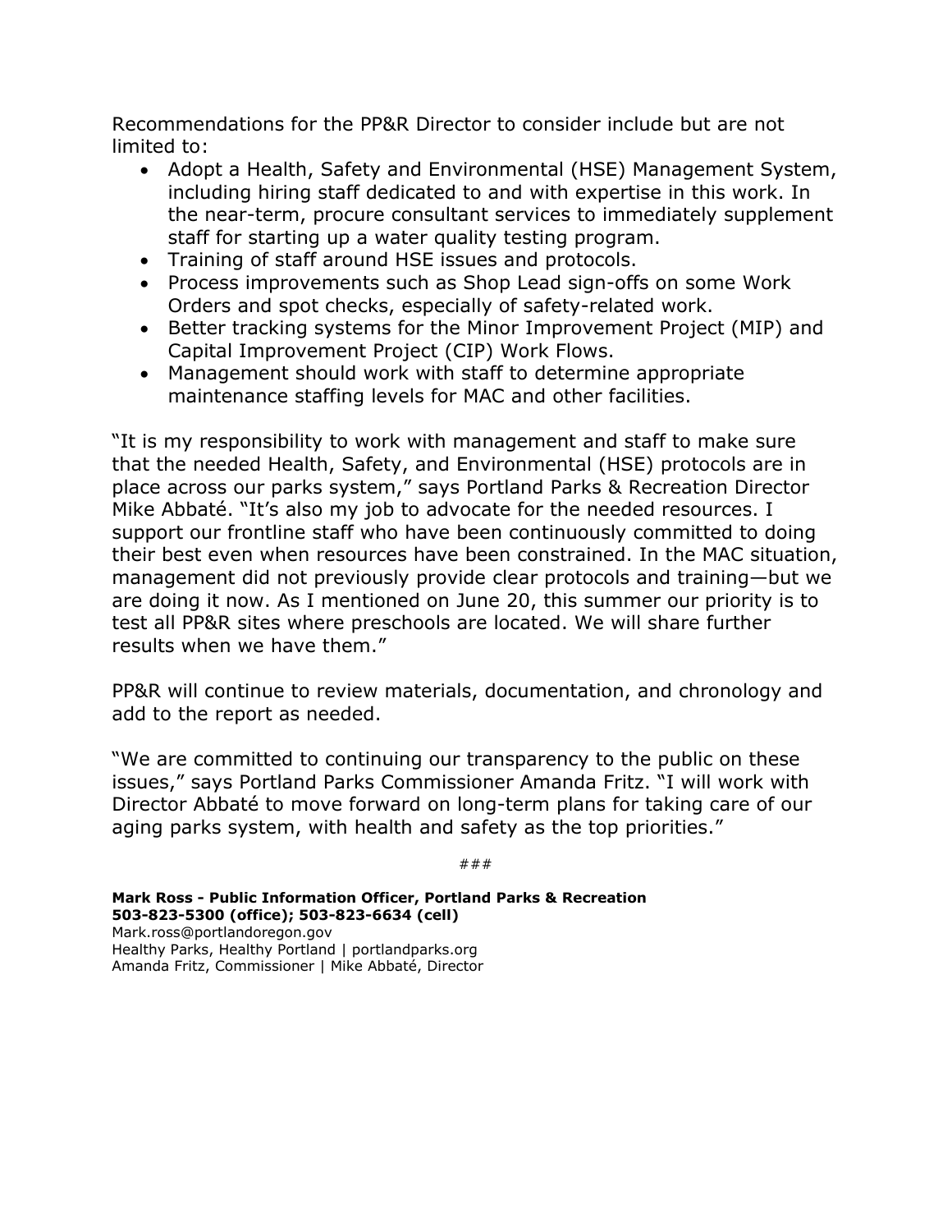Recommendations for the PP&R Director to consider include but are not limited to:

- Adopt a Health, Safety and Environmental (HSE) Management System, including hiring staff dedicated to and with expertise in this work. In the near-term, procure consultant services to immediately supplement staff for starting up a water quality testing program.
- Training of staff around HSE issues and protocols.
- Process improvements such as Shop Lead sign-offs on some Work Orders and spot checks, especially of safety-related work.
- Better tracking systems for the Minor Improvement Project (MIP) and Capital Improvement Project (CIP) Work Flows.
- Management should work with staff to determine appropriate maintenance staffing levels for MAC and other facilities.

"It is my responsibility to work with management and staff to make sure that the needed Health, Safety, and Environmental (HSE) protocols are in place across our parks system," says Portland Parks & Recreation Director Mike Abbaté. "It's also my job to advocate for the needed resources. I support our frontline staff who have been continuously committed to doing their best even when resources have been constrained. In the MAC situation, management did not previously provide clear protocols and training—but we are doing it now. As I mentioned on June 20, this summer our priority is to test all PP&R sites where preschools are located. We will share further results when we have them."

PP&R will continue to review materials, documentation, and chronology and add to the report as needed.

"We are committed to continuing our transparency to the public on these issues," says Portland Parks Commissioner Amanda Fritz. "I will work with Director Abbaté to move forward on long-term plans for taking care of our aging parks system, with health and safety as the top priorities."

###

**Mark Ross - Public Information Officer, Portland Parks & Recreation**
**503-823-5300 (office); 503-823-6634 (cell)**
Mark.ross@portlandoregon.gov
Healthy Parks, Healthy Portland | portlandparks.org
Amanda Fritz, Commissioner | Mike Abbaté, Director